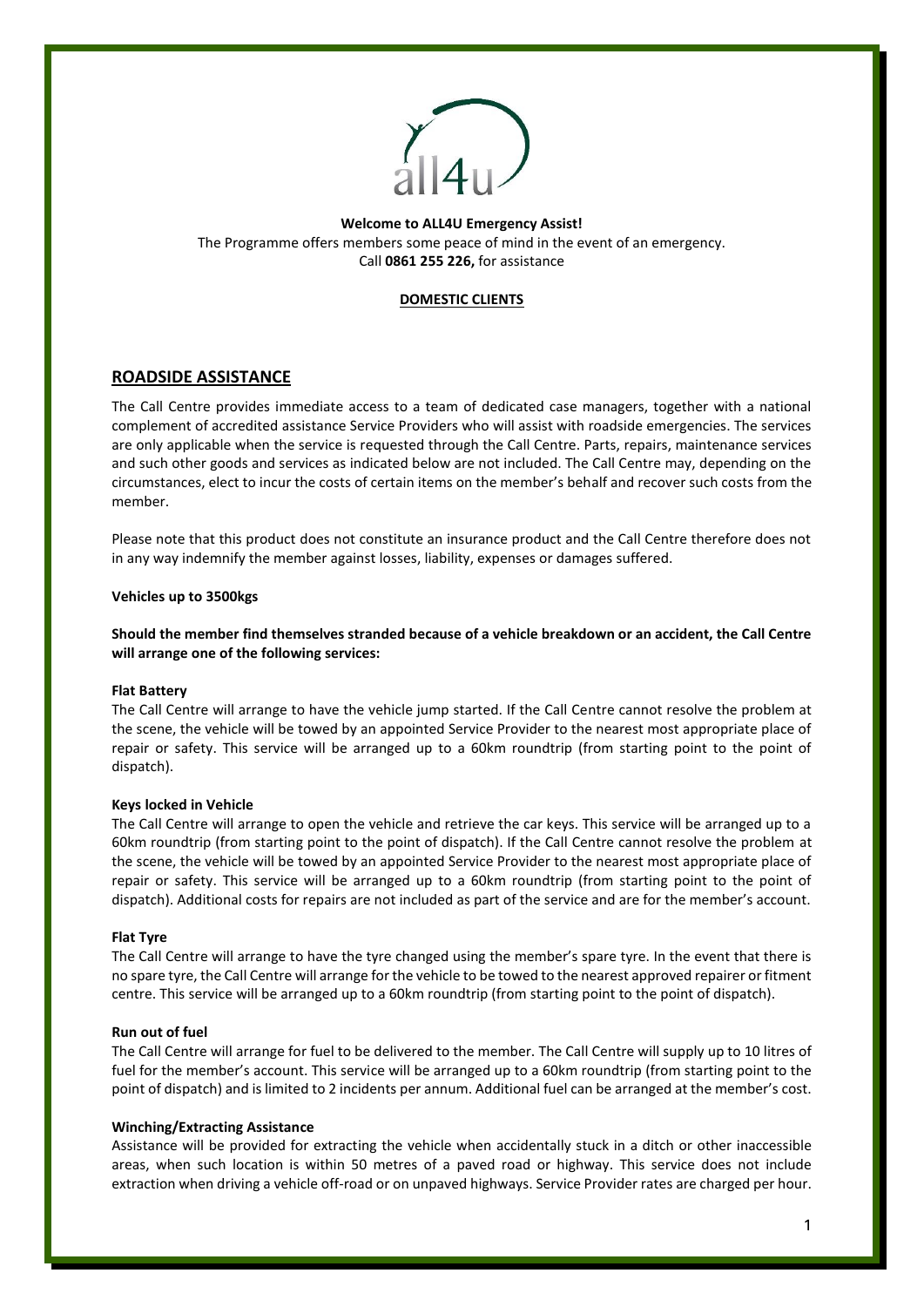all4u

**Welcome to ALL4U Emergency Assist!**
The Programme offers members some peace of mind in the event of an emergency.
Call **0861 255 226,** for assistance

**DOMESTIC CLIENTS**

## ROADSIDE ASSISTANCE

The Call Centre provides immediate access to a team of dedicated case managers, together with a national complement of accredited assistance Service Providers who will assist with roadside emergencies. The services are only applicable when the service is requested through the Call Centre. Parts, repairs, maintenance services and such other goods and services as indicated below are not included. The Call Centre may, depending on the circumstances, elect to incur the costs of certain items on the member's behalf and recover such costs from the member.

Please note that this product does not constitute an insurance product and the Call Centre therefore does not in any way indemnify the member against losses, liability, expenses or damages suffered.

**Vehicles up to 3500kgs**

**Should the member find themselves stranded because of a vehicle breakdown or an accident, the Call Centre will arrange one of the following services:**

**Flat Battery**
The Call Centre will arrange to have the vehicle jump started. If the Call Centre cannot resolve the problem at the scene, the vehicle will be towed by an appointed Service Provider to the nearest most appropriate place of repair or safety. This service will be arranged up to a 60km roundtrip (from starting point to the point of dispatch).

**Keys locked in Vehicle**
The Call Centre will arrange to open the vehicle and retrieve the car keys. This service will be arranged up to a 60km roundtrip (from starting point to the point of dispatch). If the Call Centre cannot resolve the problem at the scene, the vehicle will be towed by an appointed Service Provider to the nearest most appropriate place of repair or safety. This service will be arranged up to a 60km roundtrip (from starting point to the point of dispatch). Additional costs for repairs are not included as part of the service and are for the member's account.

**Flat Tyre**
The Call Centre will arrange to have the tyre changed using the member's spare tyre. In the event that there is no spare tyre, the Call Centre will arrange for the vehicle to be towed to the nearest approved repairer or fitment centre. This service will be arranged up to a 60km roundtrip (from starting point to the point of dispatch).

**Run out of fuel**
The Call Centre will arrange for fuel to be delivered to the member. The Call Centre will supply up to 10 litres of fuel for the member's account. This service will be arranged up to a 60km roundtrip (from starting point to the point of dispatch) and is limited to 2 incidents per annum. Additional fuel can be arranged at the member's cost.

**Winching/Extracting Assistance**
Assistance will be provided for extracting the vehicle when accidentally stuck in a ditch or other inaccessible areas, when such location is within 50 metres of a paved road or highway. This service does not include extraction when driving a vehicle off-road or on unpaved highways. Service Provider rates are charged per hour.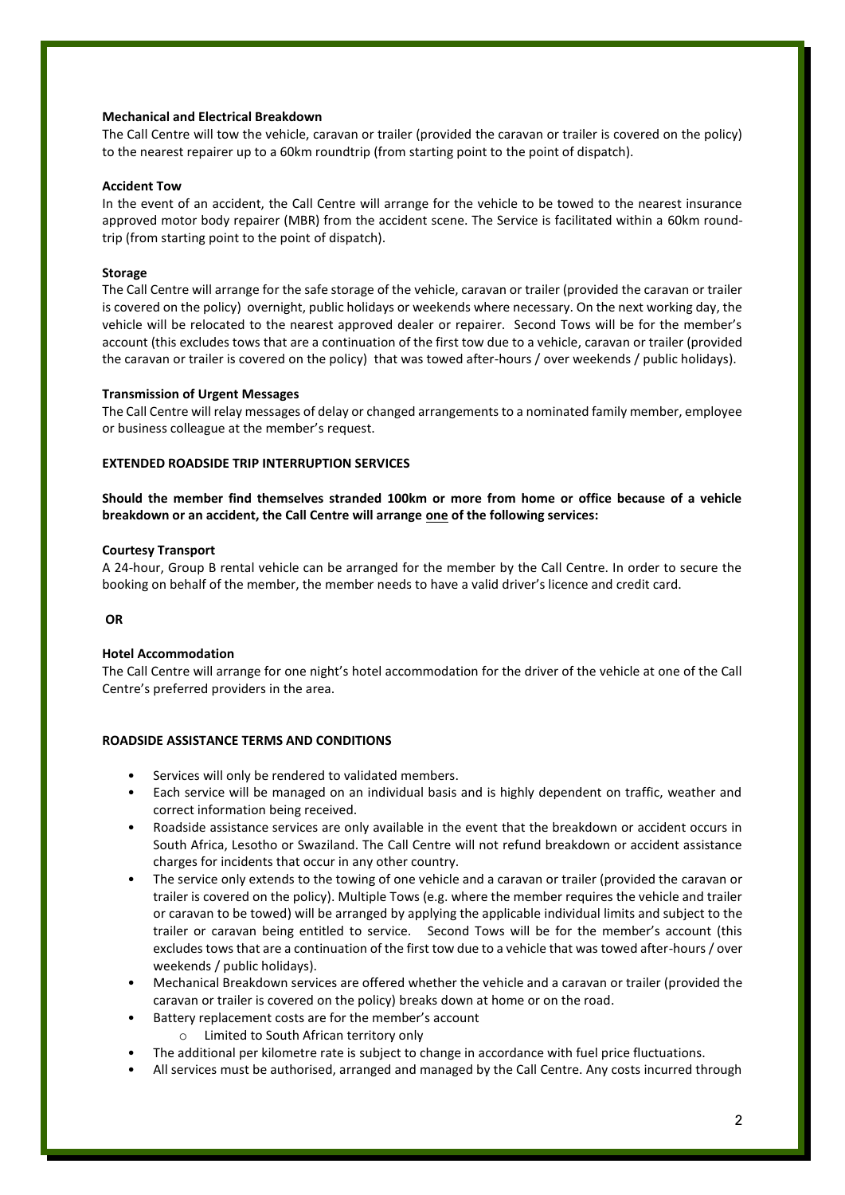**Mechanical and Electrical Breakdown**

The Call Centre will tow the vehicle, caravan or trailer (provided the caravan or trailer is covered on the policy) to the nearest repairer up to a 60km roundtrip (from starting point to the point of dispatch).

**Accident Tow**

In the event of an accident, the Call Centre will arrange for the vehicle to be towed to the nearest insurance approved motor body repairer (MBR) from the accident scene. The Service is facilitated within a 60km round-trip (from starting point to the point of dispatch).

**Storage**

The Call Centre will arrange for the safe storage of the vehicle, caravan or trailer (provided the caravan or trailer is covered on the policy) overnight, public holidays or weekends where necessary. On the next working day, the vehicle will be relocated to the nearest approved dealer or repairer. Second Tows will be for the member's account (this excludes tows that are a continuation of the first tow due to a vehicle, caravan or trailer (provided the caravan or trailer is covered on the policy) that was towed after-hours / over weekends / public holidays).

**Transmission of Urgent Messages**

The Call Centre will relay messages of delay or changed arrangements to a nominated family member, employee or business colleague at the member's request.

**EXTENDED ROADSIDE TRIP INTERRUPTION SERVICES**

**Should the member find themselves stranded 100km or more from home or office because of a vehicle breakdown or an accident, the Call Centre will arrange <u>one</u> of the following services:**

**Courtesy Transport**

A 24-hour, Group B rental vehicle can be arranged for the member by the Call Centre. In order to secure the booking on behalf of the member, the member needs to have a valid driver's licence and credit card.

**OR**

**Hotel Accommodation**

The Call Centre will arrange for one night's hotel accommodation for the driver of the vehicle at one of the Call Centre's preferred providers in the area.

**ROADSIDE ASSISTANCE TERMS AND CONDITIONS**

- Services will only be rendered to validated members.
- Each service will be managed on an individual basis and is highly dependent on traffic, weather and correct information being received.
- Roadside assistance services are only available in the event that the breakdown or accident occurs in South Africa, Lesotho or Swaziland. The Call Centre will not refund breakdown or accident assistance charges for incidents that occur in any other country.
- The service only extends to the towing of one vehicle and a caravan or trailer (provided the caravan or trailer is covered on the policy). Multiple Tows (e.g. where the member requires the vehicle and trailer or caravan to be towed) will be arranged by applying the applicable individual limits and subject to the trailer or caravan being entitled to service. Second Tows will be for the member's account (this excludes tows that are a continuation of the first tow due to a vehicle that was towed after-hours / over weekends / public holidays).
- Mechanical Breakdown services are offered whether the vehicle and a caravan or trailer (provided the caravan or trailer is covered on the policy) breaks down at home or on the road.
- Battery replacement costs are for the member's account
  - Limited to South African territory only
- The additional per kilometre rate is subject to change in accordance with fuel price fluctuations.
- All services must be authorised, arranged and managed by the Call Centre. Any costs incurred through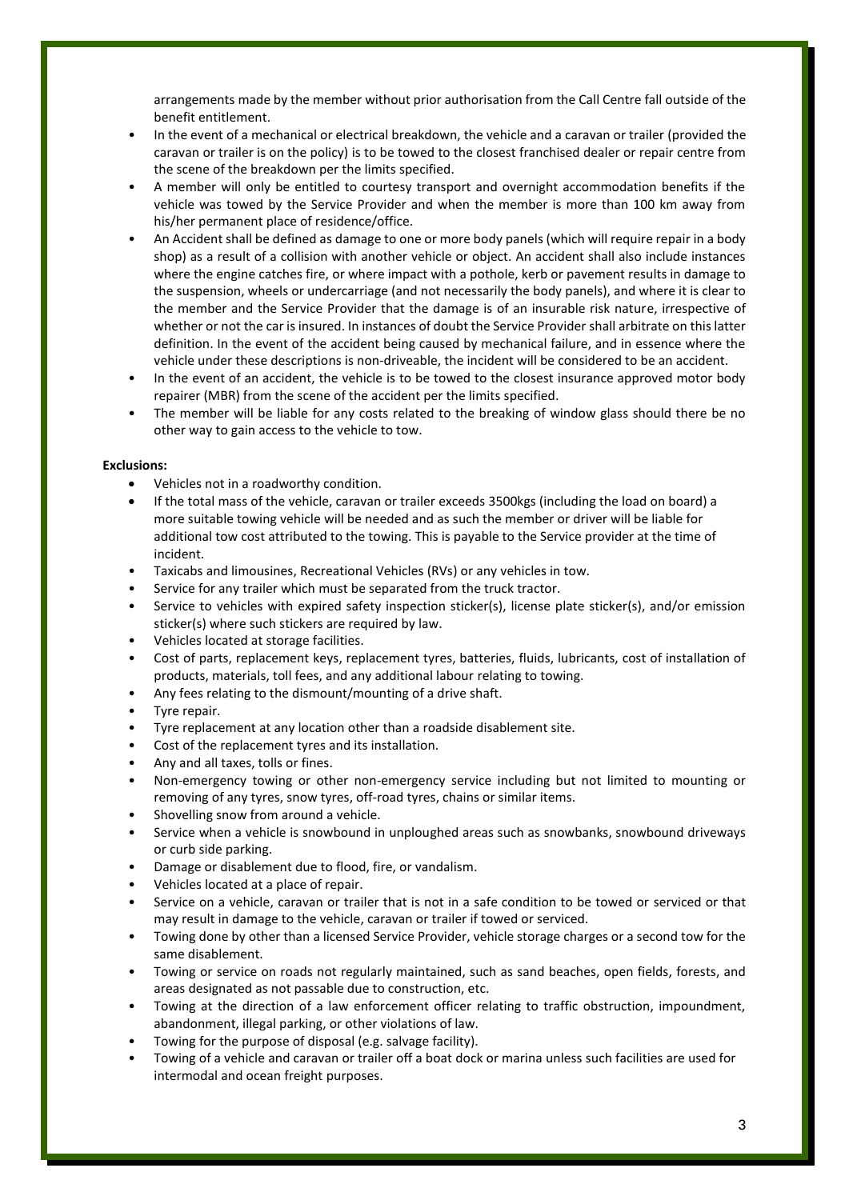arrangements made by the member without prior authorisation from the Call Centre fall outside of the benefit entitlement.

- In the event of a mechanical or electrical breakdown, the vehicle and a caravan or trailer (provided the caravan or trailer is on the policy) is to be towed to the closest franchised dealer or repair centre from the scene of the breakdown per the limits specified.
- A member will only be entitled to courtesy transport and overnight accommodation benefits if the vehicle was towed by the Service Provider and when the member is more than 100 km away from his/her permanent place of residence/office.
- An Accident shall be defined as damage to one or more body panels (which will require repair in a body shop) as a result of a collision with another vehicle or object. An accident shall also include instances where the engine catches fire, or where impact with a pothole, kerb or pavement results in damage to the suspension, wheels or undercarriage (and not necessarily the body panels), and where it is clear to the member and the Service Provider that the damage is of an insurable risk nature, irrespective of whether or not the car is insured. In instances of doubt the Service Provider shall arbitrate on this latter definition. In the event of the accident being caused by mechanical failure, and in essence where the vehicle under these descriptions is non-driveable, the incident will be considered to be an accident.
- In the event of an accident, the vehicle is to be towed to the closest insurance approved motor body repairer (MBR) from the scene of the accident per the limits specified.
- The member will be liable for any costs related to the breaking of window glass should there be no other way to gain access to the vehicle to tow.

**Exclusions:**

- Vehicles not in a roadworthy condition.
- If the total mass of the vehicle, caravan or trailer exceeds 3500kgs (including the load on board) a more suitable towing vehicle will be needed and as such the member or driver will be liable for additional tow cost attributed to the towing. This is payable to the Service provider at the time of incident.
- Taxicabs and limousines, Recreational Vehicles (RVs) or any vehicles in tow.
- Service for any trailer which must be separated from the truck tractor.
- Service to vehicles with expired safety inspection sticker(s), license plate sticker(s), and/or emission sticker(s) where such stickers are required by law.
- Vehicles located at storage facilities.
- Cost of parts, replacement keys, replacement tyres, batteries, fluids, lubricants, cost of installation of products, materials, toll fees, and any additional labour relating to towing.
- Any fees relating to the dismount/mounting of a drive shaft.
- Tyre repair.
- Tyre replacement at any location other than a roadside disablement site.
- Cost of the replacement tyres and its installation.
- Any and all taxes, tolls or fines.
- Non-emergency towing or other non-emergency service including but not limited to mounting or removing of any tyres, snow tyres, off-road tyres, chains or similar items.
- Shovelling snow from around a vehicle.
- Service when a vehicle is snowbound in unploughed areas such as snowbanks, snowbound driveways or curb side parking.
- Damage or disablement due to flood, fire, or vandalism.
- Vehicles located at a place of repair.
- Service on a vehicle, caravan or trailer that is not in a safe condition to be towed or serviced or that may result in damage to the vehicle, caravan or trailer if towed or serviced.
- Towing done by other than a licensed Service Provider, vehicle storage charges or a second tow for the same disablement.
- Towing or service on roads not regularly maintained, such as sand beaches, open fields, forests, and areas designated as not passable due to construction, etc.
- Towing at the direction of a law enforcement officer relating to traffic obstruction, impoundment, abandonment, illegal parking, or other violations of law.
- Towing for the purpose of disposal (e.g. salvage facility).
- Towing of a vehicle and caravan or trailer off a boat dock or marina unless such facilities are used for intermodal and ocean freight purposes.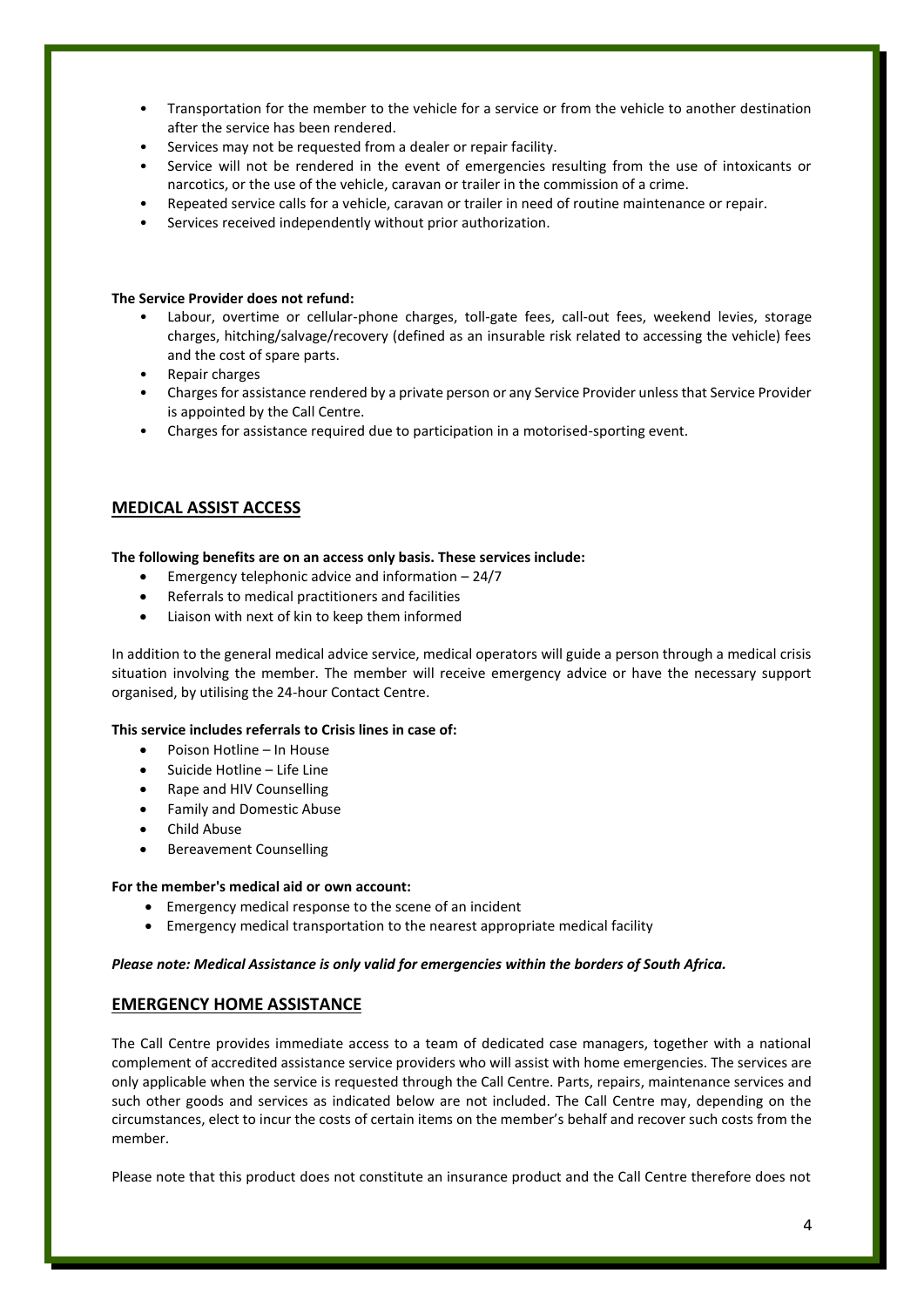- Transportation for the member to the vehicle for a service or from the vehicle to another destination after the service has been rendered.
- Services may not be requested from a dealer or repair facility.
- Service will not be rendered in the event of emergencies resulting from the use of intoxicants or narcotics, or the use of the vehicle, caravan or trailer in the commission of a crime.
- Repeated service calls for a vehicle, caravan or trailer in need of routine maintenance or repair.
- Services received independently without prior authorization.

**The Service Provider does not refund:**

- Labour, overtime or cellular-phone charges, toll-gate fees, call-out fees, weekend levies, storage charges, hitching/salvage/recovery (defined as an insurable risk related to accessing the vehicle) fees and the cost of spare parts.
- Repair charges
- Charges for assistance rendered by a private person or any Service Provider unless that Service Provider is appointed by the Call Centre.
- Charges for assistance required due to participation in a motorised-sporting event.

## MEDICAL ASSIST ACCESS

**The following benefits are on an access only basis. These services include:**

- Emergency telephonic advice and information – 24/7
- Referrals to medical practitioners and facilities
- Liaison with next of kin to keep them informed

In addition to the general medical advice service, medical operators will guide a person through a medical crisis situation involving the member. The member will receive emergency advice or have the necessary support organised, by utilising the 24-hour Contact Centre.

**This service includes referrals to Crisis lines in case of:**

- Poison Hotline – In House
- Suicide Hotline – Life Line
- Rape and HIV Counselling
- Family and Domestic Abuse
- Child Abuse
- Bereavement Counselling

**For the member's medical aid or own account:**

- Emergency medical response to the scene of an incident
- Emergency medical transportation to the nearest appropriate medical facility

***Please note: Medical Assistance is only valid for emergencies within the borders of South Africa.***

## EMERGENCY HOME ASSISTANCE

The Call Centre provides immediate access to a team of dedicated case managers, together with a national complement of accredited assistance service providers who will assist with home emergencies. The services are only applicable when the service is requested through the Call Centre. Parts, repairs, maintenance services and such other goods and services as indicated below are not included. The Call Centre may, depending on the circumstances, elect to incur the costs of certain items on the member's behalf and recover such costs from the member.

Please note that this product does not constitute an insurance product and the Call Centre therefore does not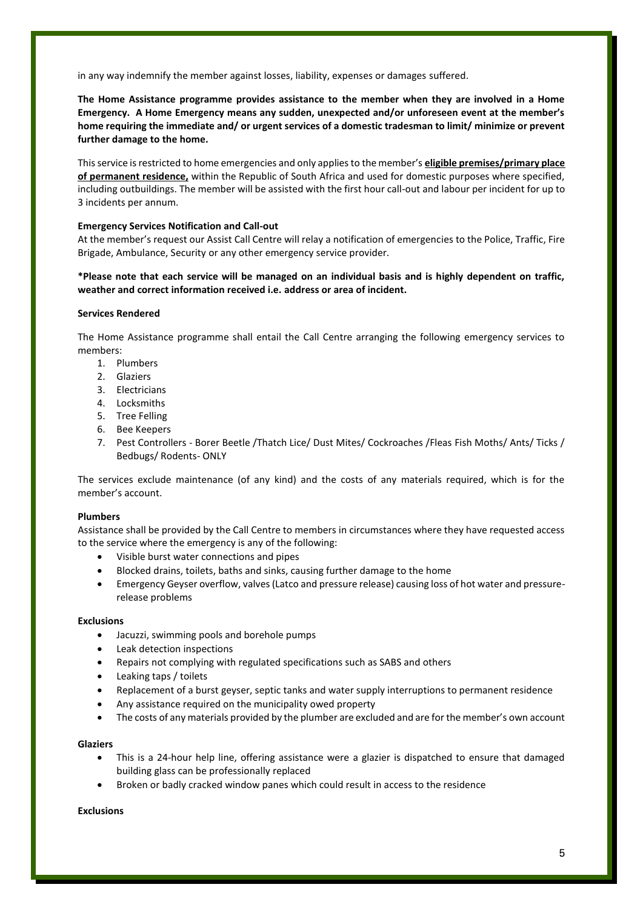in any way indemnify the member against losses, liability, expenses or damages suffered.

**The Home Assistance programme provides assistance to the member when they are involved in a Home Emergency. A Home Emergency means any sudden, unexpected and/or unforeseen event at the member's home requiring the immediate and/ or urgent services of a domestic tradesman to limit/ minimize or prevent further damage to the home.**

This service is restricted to home emergencies and only applies to the member's **eligible premises/primary place of permanent residence,** within the Republic of South Africa and used for domestic purposes where specified, including outbuildings. The member will be assisted with the first hour call-out and labour per incident for up to 3 incidents per annum.

**Emergency Services Notification and Call-out**

At the member's request our Assist Call Centre will relay a notification of emergencies to the Police, Traffic, Fire Brigade, Ambulance, Security or any other emergency service provider.

***Please note that each service will be managed on an individual basis and is highly dependent on traffic, weather and correct information received i.e. address or area of incident.**

**Services Rendered**

The Home Assistance programme shall entail the Call Centre arranging the following emergency services to members:

1. Plumbers
2. Glaziers
3. Electricians
4. Locksmiths
5. Tree Felling
6. Bee Keepers
7. Pest Controllers - Borer Beetle /Thatch Lice/ Dust Mites/ Cockroaches /Fleas Fish Moths/ Ants/ Ticks / Bedbugs/ Rodents- ONLY

The services exclude maintenance (of any kind) and the costs of any materials required, which is for the member's account.

**Plumbers**

Assistance shall be provided by the Call Centre to members in circumstances where they have requested access to the service where the emergency is any of the following:

- Visible burst water connections and pipes
- Blocked drains, toilets, baths and sinks, causing further damage to the home
- Emergency Geyser overflow, valves (Latco and pressure release) causing loss of hot water and pressure-release problems

**Exclusions**

- Jacuzzi, swimming pools and borehole pumps
- Leak detection inspections
- Repairs not complying with regulated specifications such as SABS and others
- Leaking taps / toilets
- Replacement of a burst geyser, septic tanks and water supply interruptions to permanent residence
- Any assistance required on the municipality owed property
- The costs of any materials provided by the plumber are excluded and are for the member's own account

**Glaziers**

- This is a 24-hour help line, offering assistance were a glazier is dispatched to ensure that damaged building glass can be professionally replaced
- Broken or badly cracked window panes which could result in access to the residence

**Exclusions**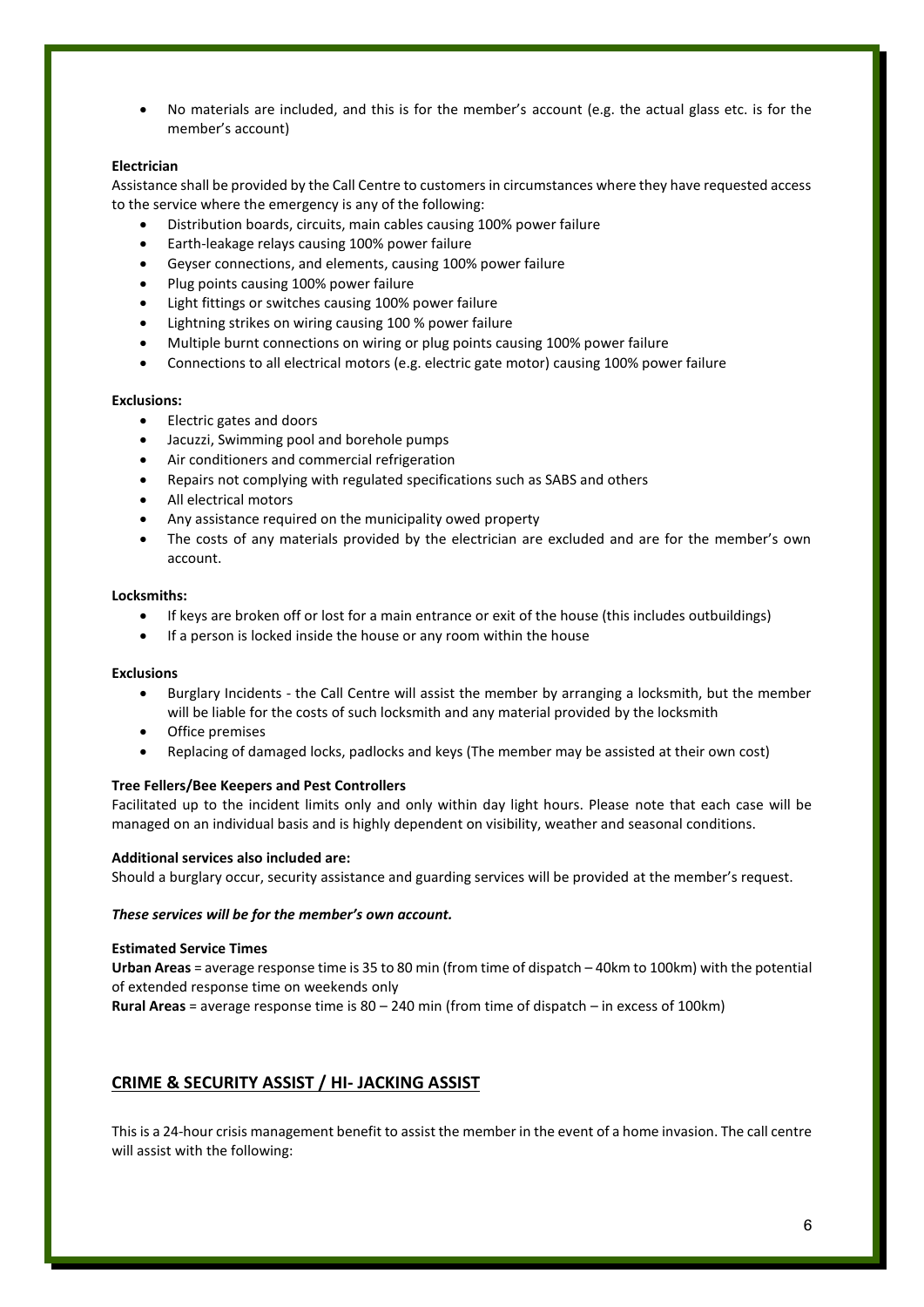- No materials are included, and this is for the member's account (e.g. the actual glass etc. is for the member's account)

**Electrician**

Assistance shall be provided by the Call Centre to customers in circumstances where they have requested access to the service where the emergency is any of the following:

- Distribution boards, circuits, main cables causing 100% power failure
- Earth-leakage relays causing 100% power failure
- Geyser connections, and elements, causing 100% power failure
- Plug points causing 100% power failure
- Light fittings or switches causing 100% power failure
- Lightning strikes on wiring causing 100 % power failure
- Multiple burnt connections on wiring or plug points causing 100% power failure
- Connections to all electrical motors (e.g. electric gate motor) causing 100% power failure

**Exclusions:**

- Electric gates and doors
- Jacuzzi, Swimming pool and borehole pumps
- Air conditioners and commercial refrigeration
- Repairs not complying with regulated specifications such as SABS and others
- All electrical motors
- Any assistance required on the municipality owed property
- The costs of any materials provided by the electrician are excluded and are for the member's own account.

**Locksmiths:**

- If keys are broken off or lost for a main entrance or exit of the house (this includes outbuildings)
- If a person is locked inside the house or any room within the house

**Exclusions**

- Burglary Incidents - the Call Centre will assist the member by arranging a locksmith, but the member will be liable for the costs of such locksmith and any material provided by the locksmith
- Office premises
- Replacing of damaged locks, padlocks and keys (The member may be assisted at their own cost)

**Tree Fellers/Bee Keepers and Pest Controllers**

Facilitated up to the incident limits only and only within day light hours. Please note that each case will be managed on an individual basis and is highly dependent on visibility, weather and seasonal conditions.

**Additional services also included are:**

Should a burglary occur, security assistance and guarding services will be provided at the member's request.

***These services will be for the member's own account.***

**Estimated Service Times**

**Urban Areas** = average response time is 35 to 80 min (from time of dispatch – 40km to 100km) with the potential of extended response time on weekends only

**Rural Areas** = average response time is 80 – 240 min (from time of dispatch – in excess of 100km)

## CRIME & SECURITY ASSIST / HI- JACKING ASSIST

This is a 24-hour crisis management benefit to assist the member in the event of a home invasion. The call centre will assist with the following: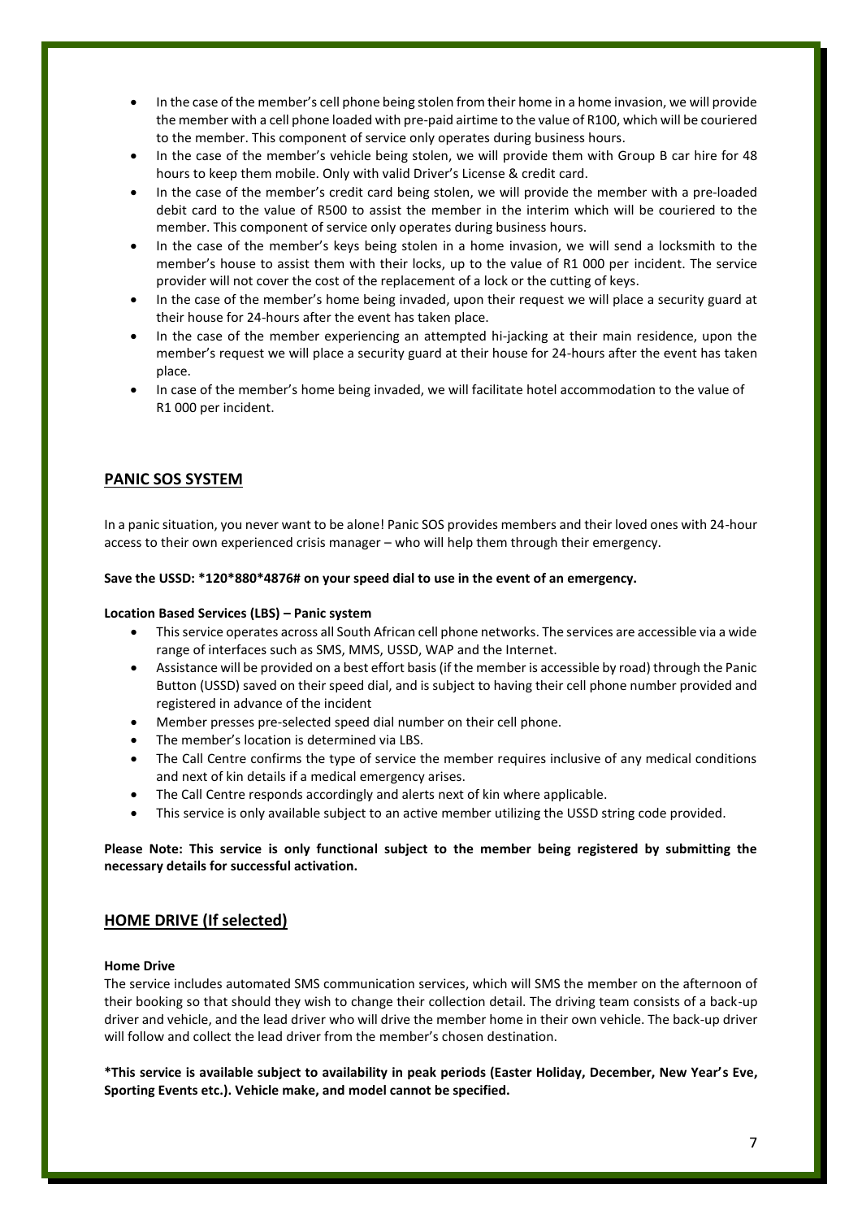- In the case of the member's cell phone being stolen from their home in a home invasion, we will provide the member with a cell phone loaded with pre-paid airtime to the value of R100, which will be couriered to the member. This component of service only operates during business hours.
- In the case of the member's vehicle being stolen, we will provide them with Group B car hire for 48 hours to keep them mobile. Only with valid Driver's License & credit card.
- In the case of the member's credit card being stolen, we will provide the member with a pre-loaded debit card to the value of R500 to assist the member in the interim which will be couriered to the member. This component of service only operates during business hours.
- In the case of the member's keys being stolen in a home invasion, we will send a locksmith to the member's house to assist them with their locks, up to the value of R1 000 per incident. The service provider will not cover the cost of the replacement of a lock or the cutting of keys.
- In the case of the member's home being invaded, upon their request we will place a security guard at their house for 24-hours after the event has taken place.
- In the case of the member experiencing an attempted hi-jacking at their main residence, upon the member's request we will place a security guard at their house for 24-hours after the event has taken place.
- In case of the member's home being invaded, we will facilitate hotel accommodation to the value of R1 000 per incident.

## PANIC SOS SYSTEM

In a panic situation, you never want to be alone! Panic SOS provides members and their loved ones with 24-hour access to their own experienced crisis manager – who will help them through their emergency.

**Save the USSD: *120*880*4876# on your speed dial to use in the event of an emergency.**

**Location Based Services (LBS) – Panic system**

- This service operates across all South African cell phone networks. The services are accessible via a wide range of interfaces such as SMS, MMS, USSD, WAP and the Internet.
- Assistance will be provided on a best effort basis (if the member is accessible by road) through the Panic Button (USSD) saved on their speed dial, and is subject to having their cell phone number provided and registered in advance of the incident
- Member presses pre-selected speed dial number on their cell phone.
- The member's location is determined via LBS.
- The Call Centre confirms the type of service the member requires inclusive of any medical conditions and next of kin details if a medical emergency arises.
- The Call Centre responds accordingly and alerts next of kin where applicable.
- This service is only available subject to an active member utilizing the USSD string code provided.

**Please Note: This service is only functional subject to the member being registered by submitting the necessary details for successful activation.**

## HOME DRIVE (If selected)

**Home Drive**

The service includes automated SMS communication services, which will SMS the member on the afternoon of their booking so that should they wish to change their collection detail. The driving team consists of a back-up driver and vehicle, and the lead driver who will drive the member home in their own vehicle. The back-up driver will follow and collect the lead driver from the member's chosen destination.

***This service is available subject to availability in peak periods (Easter Holiday, December, New Year's Eve, Sporting Events etc.). Vehicle make, and model cannot be specified.**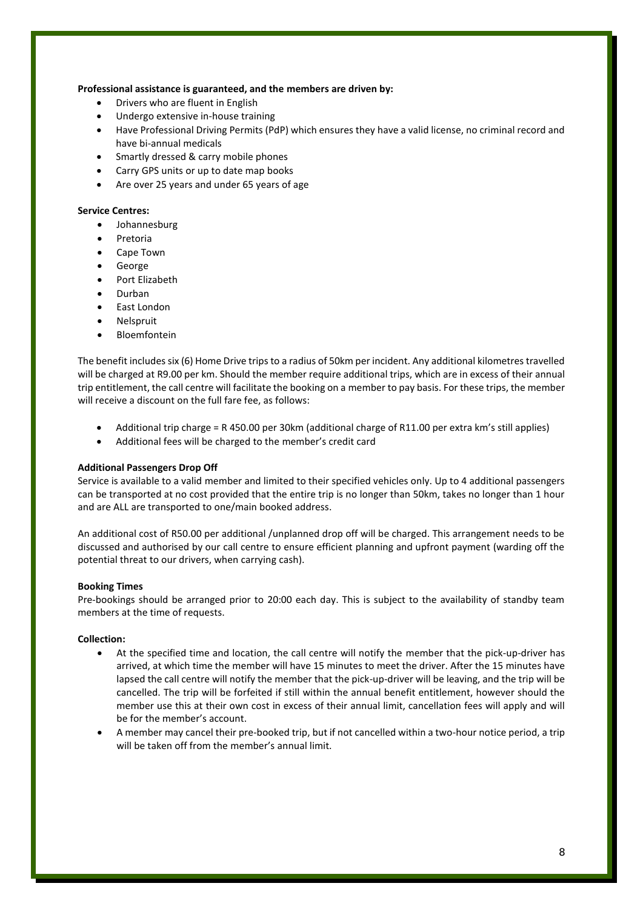**Professional assistance is guaranteed, and the members are driven by:**

- Drivers who are fluent in English
- Undergo extensive in-house training
- Have Professional Driving Permits (PdP) which ensures they have a valid license, no criminal record and have bi-annual medicals
- Smartly dressed & carry mobile phones
- Carry GPS units or up to date map books
- Are over 25 years and under 65 years of age

**Service Centres:**

- Johannesburg
- Pretoria
- Cape Town
- George
- Port Elizabeth
- Durban
- East London
- Nelspruit
- Bloemfontein

The benefit includes six (6) Home Drive trips to a radius of 50km per incident. Any additional kilometres travelled will be charged at R9.00 per km. Should the member require additional trips, which are in excess of their annual trip entitlement, the call centre will facilitate the booking on a member to pay basis. For these trips, the member will receive a discount on the full fare fee, as follows:

- Additional trip charge = R 450.00 per 30km (additional charge of R11.00 per extra km's still applies)
- Additional fees will be charged to the member's credit card

**Additional Passengers Drop Off**

Service is available to a valid member and limited to their specified vehicles only. Up to 4 additional passengers can be transported at no cost provided that the entire trip is no longer than 50km, takes no longer than 1 hour and are ALL are transported to one/main booked address.

An additional cost of R50.00 per additional /unplanned drop off will be charged. This arrangement needs to be discussed and authorised by our call centre to ensure efficient planning and upfront payment (warding off the potential threat to our drivers, when carrying cash).

**Booking Times**

Pre-bookings should be arranged prior to 20:00 each day. This is subject to the availability of standby team members at the time of requests.

**Collection:**

- At the specified time and location, the call centre will notify the member that the pick-up-driver has arrived, at which time the member will have 15 minutes to meet the driver. After the 15 minutes have lapsed the call centre will notify the member that the pick-up-driver will be leaving, and the trip will be cancelled. The trip will be forfeited if still within the annual benefit entitlement, however should the member use this at their own cost in excess of their annual limit, cancellation fees will apply and will be for the member's account.
- A member may cancel their pre-booked trip, but if not cancelled within a two-hour notice period, a trip will be taken off from the member's annual limit.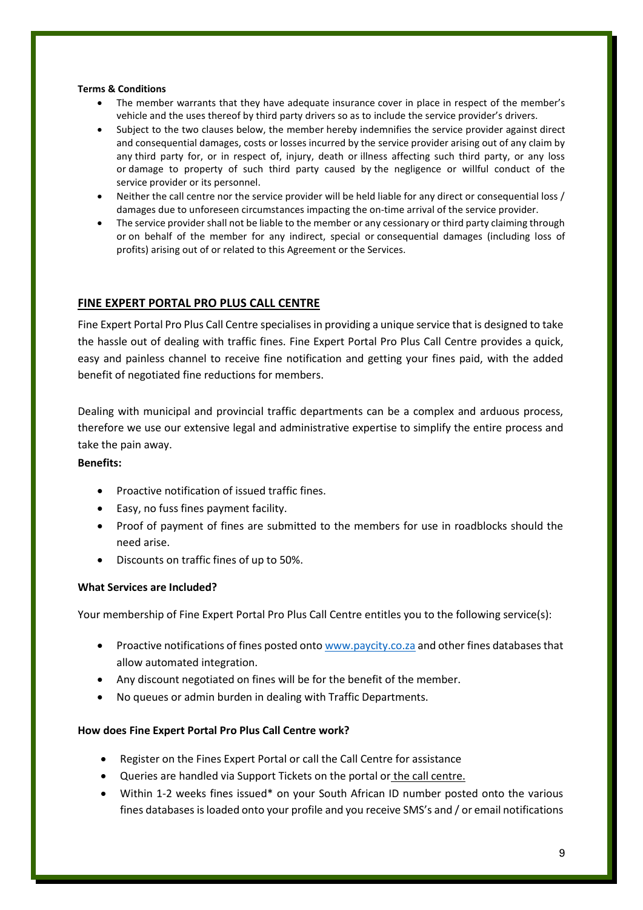**Terms & Conditions**

- The member warrants that they have adequate insurance cover in place in respect of the member's vehicle and the uses thereof by third party drivers so as to include the service provider's drivers.
- Subject to the two clauses below, the member hereby indemnifies the service provider against direct and consequential damages, costs or losses incurred by the service provider arising out of any claim by any third party for, or in respect of, injury, death or illness affecting such third party, or any loss or damage to property of such third party caused by the negligence or willful conduct of the service provider or its personnel.
- Neither the call centre nor the service provider will be held liable for any direct or consequential loss / damages due to unforeseen circumstances impacting the on-time arrival of the service provider.
- The service provider shall not be liable to the member or any cessionary or third party claiming through or on behalf of the member for any indirect, special or consequential damages (including loss of profits) arising out of or related to this Agreement or the Services.

## FINE EXPERT PORTAL PRO PLUS CALL CENTRE

Fine Expert Portal Pro Plus Call Centre specialises in providing a unique service that is designed to take the hassle out of dealing with traffic fines. Fine Expert Portal Pro Plus Call Centre provides a quick, easy and painless channel to receive fine notification and getting your fines paid, with the added benefit of negotiated fine reductions for members.

Dealing with municipal and provincial traffic departments can be a complex and arduous process, therefore we use our extensive legal and administrative expertise to simplify the entire process and take the pain away.

**Benefits:**

- Proactive notification of issued traffic fines.
- Easy, no fuss fines payment facility.
- Proof of payment of fines are submitted to the members for use in roadblocks should the need arise.
- Discounts on traffic fines of up to 50%.

**What Services are Included?**

Your membership of Fine Expert Portal Pro Plus Call Centre entitles you to the following service(s):

- Proactive notifications of fines posted onto www.paycity.co.za and other fines databases that allow automated integration.
- Any discount negotiated on fines will be for the benefit of the member.
- No queues or admin burden in dealing with Traffic Departments.

**How does Fine Expert Portal Pro Plus Call Centre work?**

- Register on the Fines Expert Portal or call the Call Centre for assistance
- Queries are handled via Support Tickets on the portal or the call centre.
- Within 1-2 weeks fines issued* on your South African ID number posted onto the various fines databases is loaded onto your profile and you receive SMS's and / or email notifications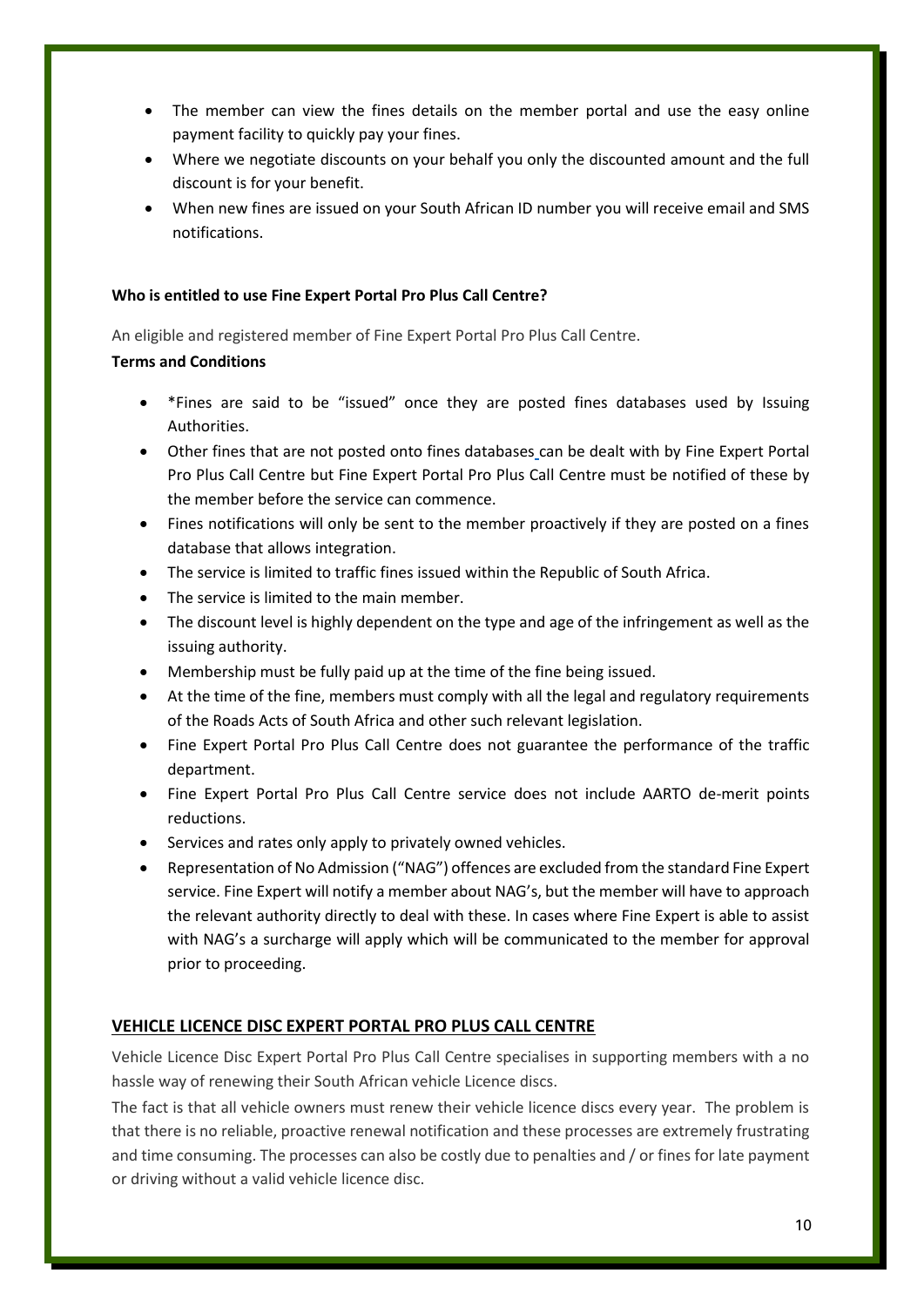- The member can view the fines details on the member portal and use the easy online payment facility to quickly pay your fines.
- Where we negotiate discounts on your behalf you only the discounted amount and the full discount is for your benefit.
- When new fines are issued on your South African ID number you will receive email and SMS notifications.

**Who is entitled to use Fine Expert Portal Pro Plus Call Centre?**

An eligible and registered member of Fine Expert Portal Pro Plus Call Centre.

**Terms and Conditions**

- *Fines are said to be "issued" once they are posted fines databases used by Issuing Authorities.
- Other fines that are not posted onto fines databases can be dealt with by Fine Expert Portal Pro Plus Call Centre but Fine Expert Portal Pro Plus Call Centre must be notified of these by the member before the service can commence.
- Fines notifications will only be sent to the member proactively if they are posted on a fines database that allows integration.
- The service is limited to traffic fines issued within the Republic of South Africa.
- The service is limited to the main member.
- The discount level is highly dependent on the type and age of the infringement as well as the issuing authority.
- Membership must be fully paid up at the time of the fine being issued.
- At the time of the fine, members must comply with all the legal and regulatory requirements of the Roads Acts of South Africa and other such relevant legislation.
- Fine Expert Portal Pro Plus Call Centre does not guarantee the performance of the traffic department.
- Fine Expert Portal Pro Plus Call Centre service does not include AARTO de-merit points reductions.
- Services and rates only apply to privately owned vehicles.
- Representation of No Admission ("NAG") offences are excluded from the standard Fine Expert service. Fine Expert will notify a member about NAG's, but the member will have to approach the relevant authority directly to deal with these. In cases where Fine Expert is able to assist with NAG's a surcharge will apply which will be communicated to the member for approval prior to proceeding.

## VEHICLE LICENCE DISC EXPERT PORTAL PRO PLUS CALL CENTRE

Vehicle Licence Disc Expert Portal Pro Plus Call Centre specialises in supporting members with a no hassle way of renewing their South African vehicle Licence discs.

The fact is that all vehicle owners must renew their vehicle licence discs every year. The problem is that there is no reliable, proactive renewal notification and these processes are extremely frustrating and time consuming. The processes can also be costly due to penalties and / or fines for late payment or driving without a valid vehicle licence disc.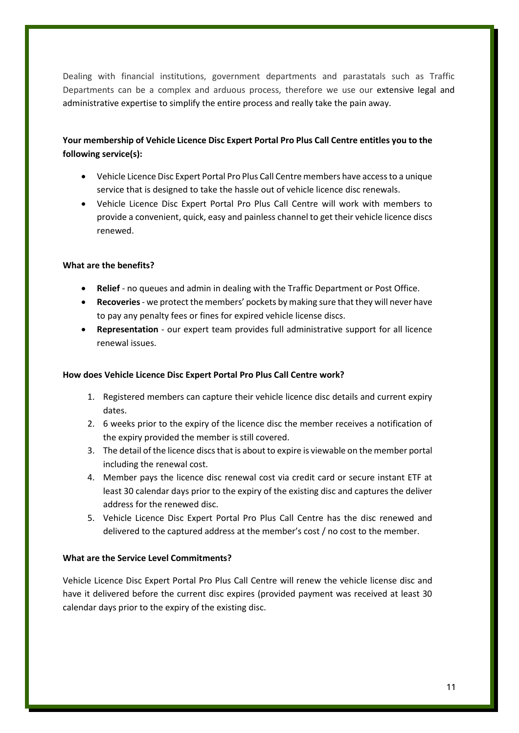Dealing with financial institutions, government departments and parastatals such as Traffic Departments can be a complex and arduous process, therefore we use our extensive legal and administrative expertise to simplify the entire process and really take the pain away.

**Your membership of Vehicle Licence Disc Expert Portal Pro Plus Call Centre entitles you to the following service(s):**

- Vehicle Licence Disc Expert Portal Pro Plus Call Centre members have access to a unique service that is designed to take the hassle out of vehicle licence disc renewals.
- Vehicle Licence Disc Expert Portal Pro Plus Call Centre will work with members to provide a convenient, quick, easy and painless channel to get their vehicle licence discs renewed.

**What are the benefits?**

- **Relief** - no queues and admin in dealing with the Traffic Department or Post Office.
- **Recoveries** - we protect the members' pockets by making sure that they will never have to pay any penalty fees or fines for expired vehicle license discs.
- **Representation** - our expert team provides full administrative support for all licence renewal issues.

**How does Vehicle Licence Disc Expert Portal Pro Plus Call Centre work?**

1. Registered members can capture their vehicle licence disc details and current expiry dates.
2. 6 weeks prior to the expiry of the licence disc the member receives a notification of the expiry provided the member is still covered.
3. The detail of the licence discs that is about to expire is viewable on the member portal including the renewal cost.
4. Member pays the licence disc renewal cost via credit card or secure instant ETF at least 30 calendar days prior to the expiry of the existing disc and captures the deliver address for the renewed disc.
5. Vehicle Licence Disc Expert Portal Pro Plus Call Centre has the disc renewed and delivered to the captured address at the member's cost / no cost to the member.

**What are the Service Level Commitments?**

Vehicle Licence Disc Expert Portal Pro Plus Call Centre will renew the vehicle license disc and have it delivered before the current disc expires (provided payment was received at least 30 calendar days prior to the expiry of the existing disc.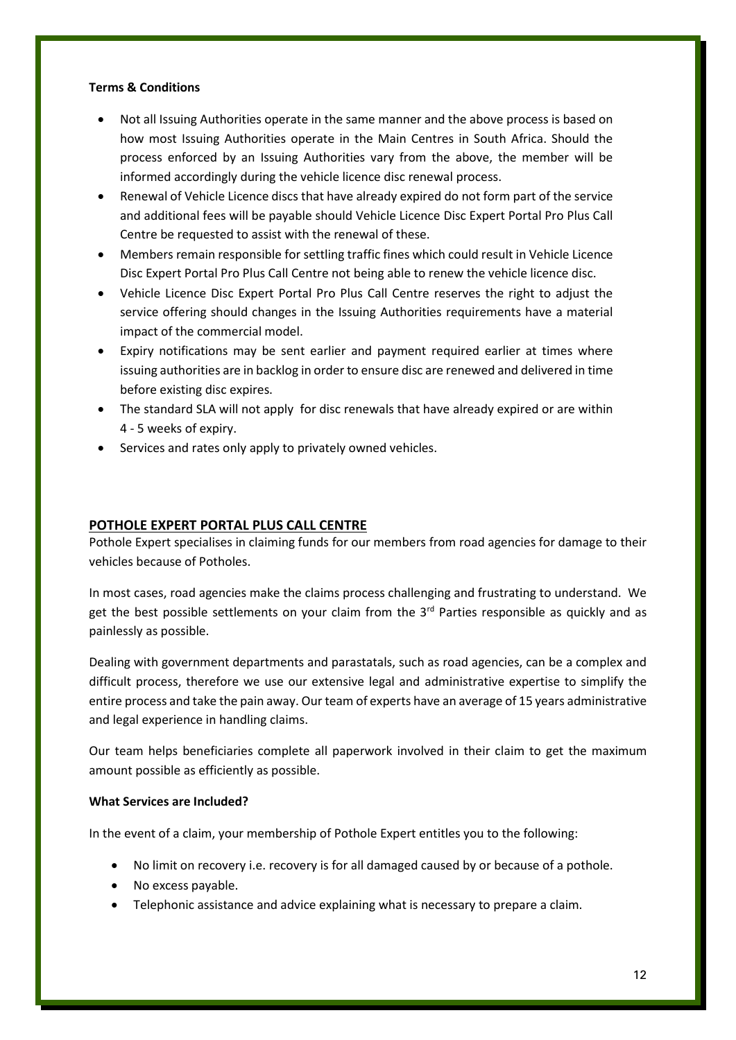**Terms & Conditions**

- Not all Issuing Authorities operate in the same manner and the above process is based on how most Issuing Authorities operate in the Main Centres in South Africa. Should the process enforced by an Issuing Authorities vary from the above, the member will be informed accordingly during the vehicle licence disc renewal process.
- Renewal of Vehicle Licence discs that have already expired do not form part of the service and additional fees will be payable should Vehicle Licence Disc Expert Portal Pro Plus Call Centre be requested to assist with the renewal of these.
- Members remain responsible for settling traffic fines which could result in Vehicle Licence Disc Expert Portal Pro Plus Call Centre not being able to renew the vehicle licence disc.
- Vehicle Licence Disc Expert Portal Pro Plus Call Centre reserves the right to adjust the service offering should changes in the Issuing Authorities requirements have a material impact of the commercial model.
- Expiry notifications may be sent earlier and payment required earlier at times where issuing authorities are in backlog in order to ensure disc are renewed and delivered in time before existing disc expires.
- The standard SLA will not apply for disc renewals that have already expired or are within 4 - 5 weeks of expiry.
- Services and rates only apply to privately owned vehicles.

## POTHOLE EXPERT PORTAL PLUS CALL CENTRE

Pothole Expert specialises in claiming funds for our members from road agencies for damage to their vehicles because of Potholes.

In most cases, road agencies make the claims process challenging and frustrating to understand. We get the best possible settlements on your claim from the 3rd Parties responsible as quickly and as painlessly as possible.

Dealing with government departments and parastatals, such as road agencies, can be a complex and difficult process, therefore we use our extensive legal and administrative expertise to simplify the entire process and take the pain away. Our team of experts have an average of 15 years administrative and legal experience in handling claims.

Our team helps beneficiaries complete all paperwork involved in their claim to get the maximum amount possible as efficiently as possible.

**What Services are Included?**

In the event of a claim, your membership of Pothole Expert entitles you to the following:

- No limit on recovery i.e. recovery is for all damaged caused by or because of a pothole.
- No excess payable.
- Telephonic assistance and advice explaining what is necessary to prepare a claim.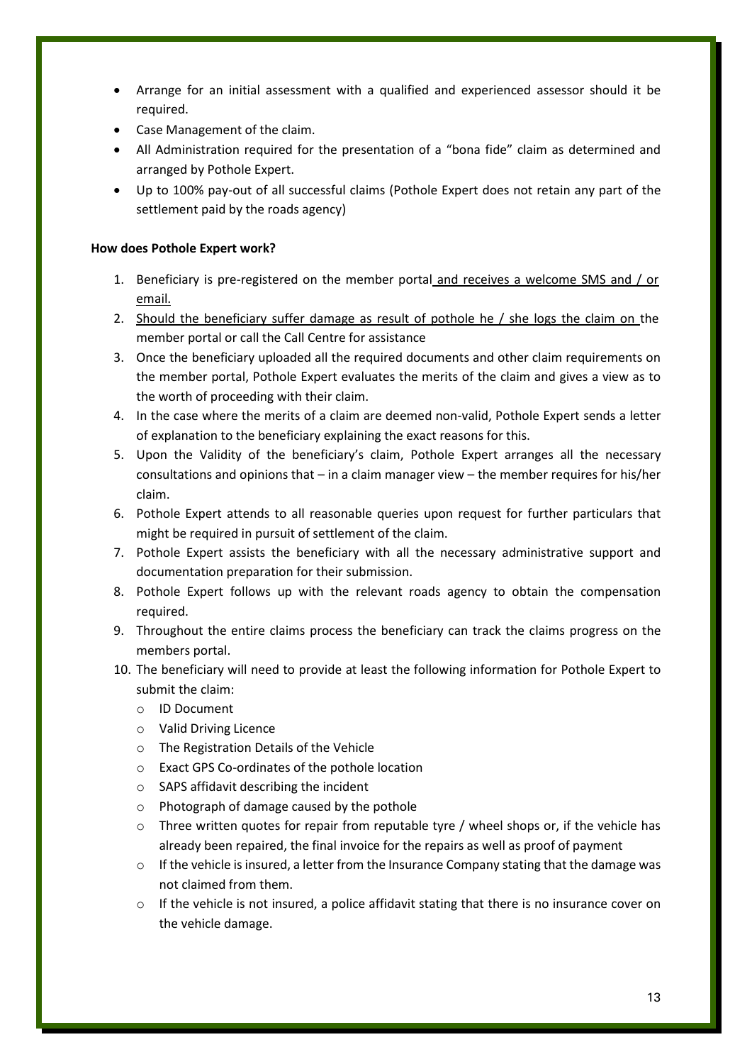- Arrange for an initial assessment with a qualified and experienced assessor should it be required.
- Case Management of the claim.
- All Administration required for the presentation of a "bona fide" claim as determined and arranged by Pothole Expert.
- Up to 100% pay-out of all successful claims (Pothole Expert does not retain any part of the settlement paid by the roads agency)

**How does Pothole Expert work?**

1. Beneficiary is pre-registered on the member portal and receives a welcome SMS and / or email.
2. Should the beneficiary suffer damage as result of pothole he / she logs the claim on the member portal or call the Call Centre for assistance
3. Once the beneficiary uploaded all the required documents and other claim requirements on the member portal, Pothole Expert evaluates the merits of the claim and gives a view as to the worth of proceeding with their claim.
4. In the case where the merits of a claim are deemed non-valid, Pothole Expert sends a letter of explanation to the beneficiary explaining the exact reasons for this.
5. Upon the Validity of the beneficiary's claim, Pothole Expert arranges all the necessary consultations and opinions that – in a claim manager view – the member requires for his/her claim.
6. Pothole Expert attends to all reasonable queries upon request for further particulars that might be required in pursuit of settlement of the claim.
7. Pothole Expert assists the beneficiary with all the necessary administrative support and documentation preparation for their submission.
8. Pothole Expert follows up with the relevant roads agency to obtain the compensation required.
9. Throughout the entire claims process the beneficiary can track the claims progress on the members portal.
10. The beneficiary will need to provide at least the following information for Pothole Expert to submit the claim:
    - ID Document
    - Valid Driving Licence
    - The Registration Details of the Vehicle
    - Exact GPS Co-ordinates of the pothole location
    - SAPS affidavit describing the incident
    - Photograph of damage caused by the pothole
    - Three written quotes for repair from reputable tyre / wheel shops or, if the vehicle has already been repaired, the final invoice for the repairs as well as proof of payment
    - If the vehicle is insured, a letter from the Insurance Company stating that the damage was not claimed from them.
    - If the vehicle is not insured, a police affidavit stating that there is no insurance cover on the vehicle damage.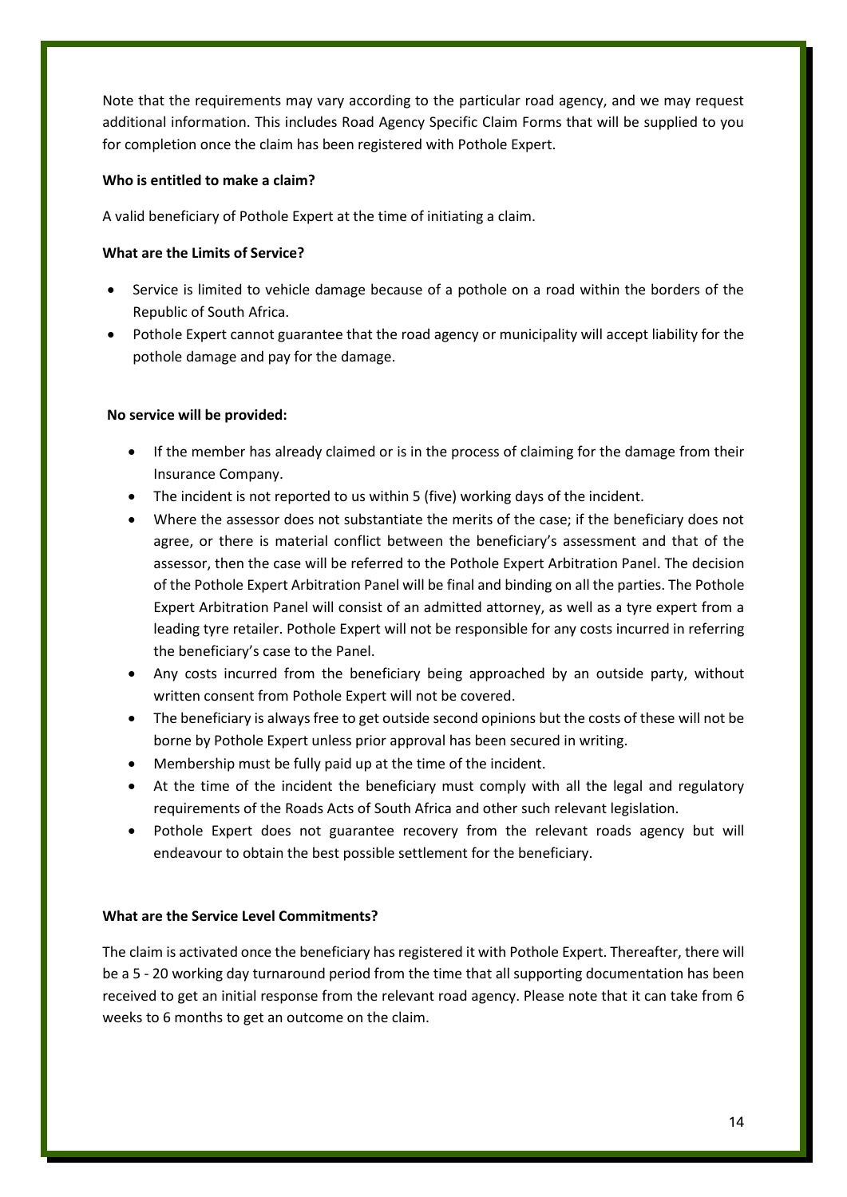Note that the requirements may vary according to the particular road agency, and we may request additional information. This includes Road Agency Specific Claim Forms that will be supplied to you for completion once the claim has been registered with Pothole Expert.

**Who is entitled to make a claim?**

A valid beneficiary of Pothole Expert at the time of initiating a claim.

**What are the Limits of Service?**

- Service is limited to vehicle damage because of a pothole on a road within the borders of the Republic of South Africa.
- Pothole Expert cannot guarantee that the road agency or municipality will accept liability for the pothole damage and pay for the damage.

**No service will be provided:**

- If the member has already claimed or is in the process of claiming for the damage from their Insurance Company.
- The incident is not reported to us within 5 (five) working days of the incident.
- Where the assessor does not substantiate the merits of the case; if the beneficiary does not agree, or there is material conflict between the beneficiary's assessment and that of the assessor, then the case will be referred to the Pothole Expert Arbitration Panel. The decision of the Pothole Expert Arbitration Panel will be final and binding on all the parties. The Pothole Expert Arbitration Panel will consist of an admitted attorney, as well as a tyre expert from a leading tyre retailer. Pothole Expert will not be responsible for any costs incurred in referring the beneficiary's case to the Panel.
- Any costs incurred from the beneficiary being approached by an outside party, without written consent from Pothole Expert will not be covered.
- The beneficiary is always free to get outside second opinions but the costs of these will not be borne by Pothole Expert unless prior approval has been secured in writing.
- Membership must be fully paid up at the time of the incident.
- At the time of the incident the beneficiary must comply with all the legal and regulatory requirements of the Roads Acts of South Africa and other such relevant legislation.
- Pothole Expert does not guarantee recovery from the relevant roads agency but will endeavour to obtain the best possible settlement for the beneficiary.

**What are the Service Level Commitments?**

The claim is activated once the beneficiary has registered it with Pothole Expert. Thereafter, there will be a 5 - 20 working day turnaround period from the time that all supporting documentation has been received to get an initial response from the relevant road agency. Please note that it can take from 6 weeks to 6 months to get an outcome on the claim.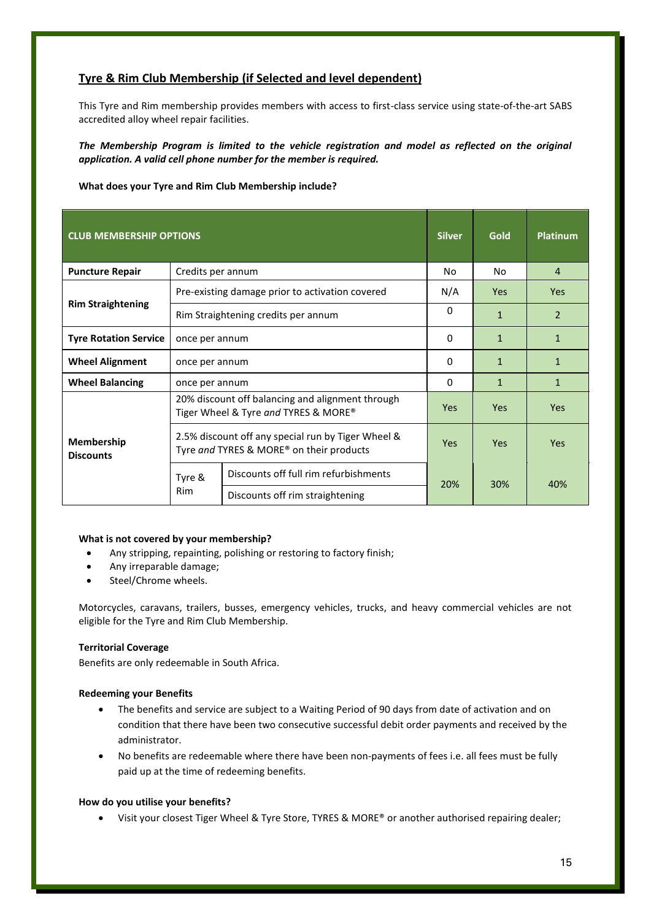## Tyre & Rim Club Membership (if Selected and level dependent)

This Tyre and Rim membership provides members with access to first-class service using state-of-the-art SABS accredited alloy wheel repair facilities.

***The Membership Program is limited to the vehicle registration and model as reflected on the original application. A valid cell phone number for the member is required.***

**What does your Tyre and Rim Club Membership include?**

| CLUB MEMBERSHIP OPTIONS | | | Silver | Gold | Platinum |
|---|---|---|---|---|---|
| **Puncture Repair** | Credits per annum | | No | No | 4 |
| **Rim Straightening** | Pre-existing damage prior to activation covered | | N/A | Yes | Yes |
| | Rim Straightening credits per annum | | 0 | 1 | 2 |
| **Tyre Rotation Service** | once per annum | | 0 | 1 | 1 |
| **Wheel Alignment** | once per annum | | 0 | 1 | 1 |
| **Wheel Balancing** | once per annum | | 0 | 1 | 1 |
| **Membership Discounts** | 20% discount off balancing and alignment through Tiger Wheel & Tyre *and* TYRES & MORE® | | Yes | Yes | Yes |
| | 2.5% discount off any special run by Tiger Wheel & Tyre *and* TYRES & MORE® on their products | | Yes | Yes | Yes |
| | Tyre & Rim | Discounts off full rim refurbishments | 20% | 30% | 40% |
| | | Discounts off rim straightening | | | |

**What is not covered by your membership?**

- Any stripping, repainting, polishing or restoring to factory finish;
- Any irreparable damage;
- Steel/Chrome wheels.

Motorcycles, caravans, trailers, busses, emergency vehicles, trucks, and heavy commercial vehicles are not eligible for the Tyre and Rim Club Membership.

**Territorial Coverage**

Benefits are only redeemable in South Africa.

**Redeeming your Benefits**

- The benefits and service are subject to a Waiting Period of 90 days from date of activation and on condition that there have been two consecutive successful debit order payments and received by the administrator.
- No benefits are redeemable where there have been non-payments of fees i.e. all fees must be fully paid up at the time of redeeming benefits.

**How do you utilise your benefits?**

- Visit your closest Tiger Wheel & Tyre Store, TYRES & MORE® or another authorised repairing dealer;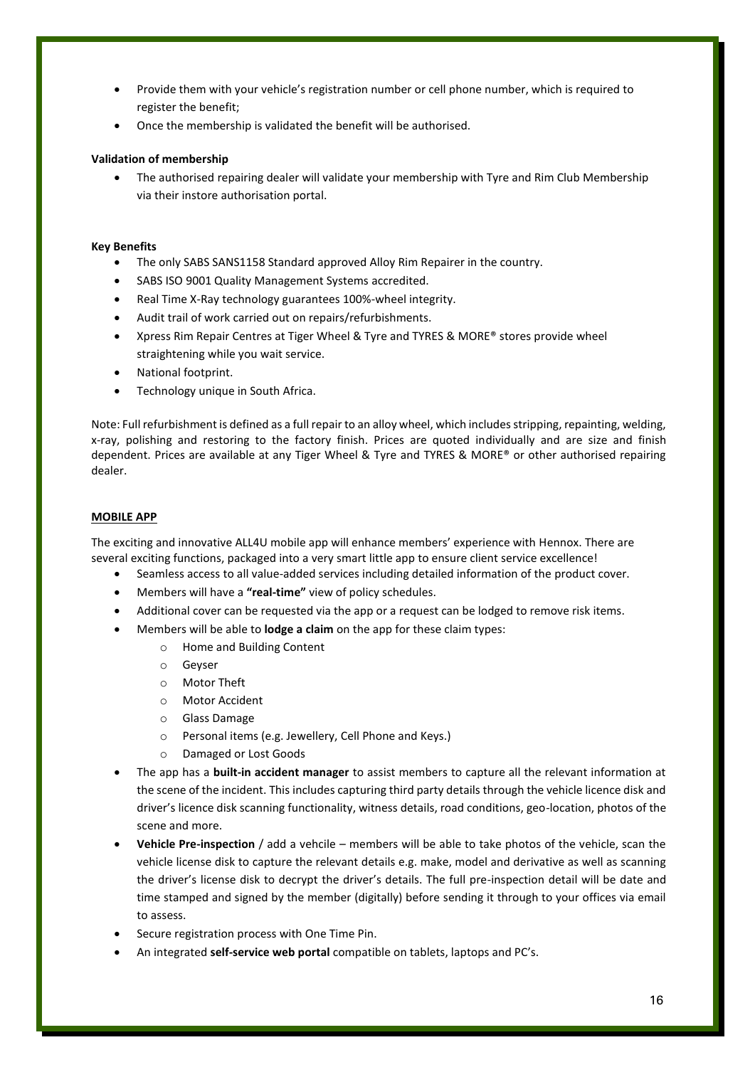- Provide them with your vehicle's registration number or cell phone number, which is required to register the benefit;
- Once the membership is validated the benefit will be authorised.

**Validation of membership**

- The authorised repairing dealer will validate your membership with Tyre and Rim Club Membership via their instore authorisation portal.

**Key Benefits**

- The only SABS SANS1158 Standard approved Alloy Rim Repairer in the country.
- SABS ISO 9001 Quality Management Systems accredited.
- Real Time X-Ray technology guarantees 100%-wheel integrity.
- Audit trail of work carried out on repairs/refurbishments.
- Xpress Rim Repair Centres at Tiger Wheel & Tyre and TYRES & MORE® stores provide wheel straightening while you wait service.
- National footprint.
- Technology unique in South Africa.

Note: Full refurbishment is defined as a full repair to an alloy wheel, which includes stripping, repainting, welding, x-ray, polishing and restoring to the factory finish. Prices are quoted individually and are size and finish dependent. Prices are available at any Tiger Wheel & Tyre and TYRES & MORE® or other authorised repairing dealer.

**MOBILE APP**

The exciting and innovative ALL4U mobile app will enhance members' experience with Hennox. There are several exciting functions, packaged into a very smart little app to ensure client service excellence!

- Seamless access to all value-added services including detailed information of the product cover.
- Members will have a **"real-time"** view of policy schedules.
- Additional cover can be requested via the app or a request can be lodged to remove risk items.
- Members will be able to **lodge a claim** on the app for these claim types:
    - Home and Building Content
    - Geyser
    - Motor Theft
    - Motor Accident
    - Glass Damage
    - Personal items (e.g. Jewellery, Cell Phone and Keys.)
    - Damaged or Lost Goods
- The app has a **built-in accident manager** to assist members to capture all the relevant information at the scene of the incident. This includes capturing third party details through the vehicle licence disk and driver's licence disk scanning functionality, witness details, road conditions, geo-location, photos of the scene and more.
- **Vehicle Pre-inspection** / add a vehcile – members will be able to take photos of the vehicle, scan the vehicle license disk to capture the relevant details e.g. make, model and derivative as well as scanning the driver's license disk to decrypt the driver's details. The full pre-inspection detail will be date and time stamped and signed by the member (digitally) before sending it through to your offices via email to assess.
- Secure registration process with One Time Pin.
- An integrated **self-service web portal** compatible on tablets, laptops and PC's.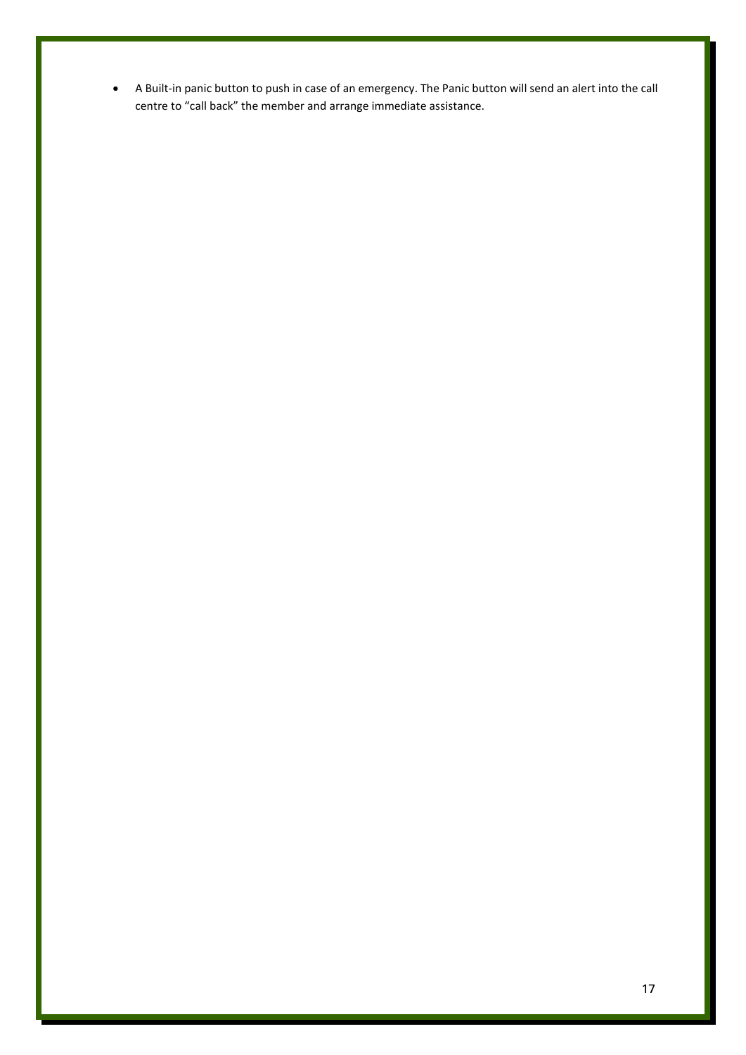- A Built-in panic button to push in case of an emergency. The Panic button will send an alert into the call centre to "call back" the member and arrange immediate assistance.